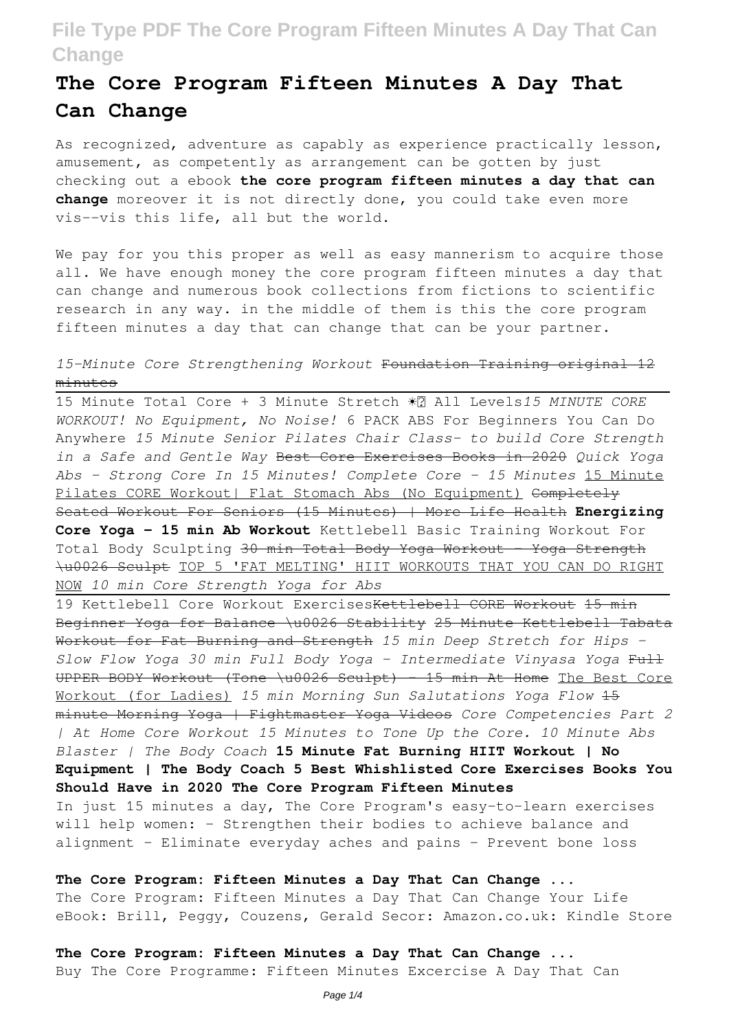# The Core Program Fifteen Minutes A Day That Can Change

As recognized, adventure as capably as experience practically lesson, amusement, as competently as arrangement can be gotten by just checking out a ebook **the core program fifteen minutes a day that can change** moreover it is not directly done, you could take even more vis--vis this life, all but the world.

We pay for you this proper as well as easy mannerism to acquire those all. We have enough money the core program fifteen minutes a day that can change and numerous book collections from fictions to scientific research in any way. in the middle of them is this the core program fifteen minutes a day that can change that can be your partner.

*15-Minute Core Strengthening Workout* ~~Foundation Training original 12 minutes~~

15 Minute Total Core + 3 Minute Stretch ☀️ All Levels *15 MINUTE CORE WORKOUT! No Equipment, No Noise!* 6 PACK ABS For Beginners You Can Do Anywhere *15 Minute Senior Pilates Chair Class- to build Core Strength in a Safe and Gentle Way* ~~Best Core Exercises Books in 2020~~ *Quick Yoga Abs - Strong Core In 15 Minutes! Complete Core - 15 Minutes* 15 Minute Pilates CORE Workout| Flat Stomach Abs (No Equipment) ~~Completely Seated Workout For Seniors (15 Minutes) | More Life Health~~ **Energizing Core Yoga - 15 min Ab Workout** Kettlebell Basic Training Workout For Total Body Sculpting ~~30 min Total Body Yoga Workout - Yoga Strength \u0026 Sculpt~~ TOP 5 'FAT MELTING' HIIT WORKOUTS THAT YOU CAN DO RIGHT NOW *10 min Core Strength Yoga for Abs*

19 Kettlebell Core Workout Exercises ~~Kettlebell CORE Workout 15 min Beginner Yoga for Balance \u0026 Stability 25 Minute Kettlebell Tabata Workout for Fat Burning and Strength~~ *15 min Deep Stretch for Hips - Slow Flow Yoga 30 min Full Body Yoga - Intermediate Vinyasa Yoga* ~~Full UPPER BODY Workout (Tone \u0026 Sculpt) - 15 min At Home~~ The Best Core Workout (for Ladies) *15 min Morning Sun Salutations Yoga Flow* ~~15 minute Morning Yoga | Fightmaster Yoga Videos~~ *Core Competencies Part 2 | At Home Core Workout 15 Minutes to Tone Up the Core. 10 Minute Abs Blaster | The Body Coach* **15 Minute Fat Burning HIIT Workout | No Equipment | The Body Coach 5 Best Whishlisted Core Exercises Books You Should Have in 2020 The Core Program Fifteen Minutes**

In just 15 minutes a day, The Core Program's easy-to-learn exercises will help women: - Strengthen their bodies to achieve balance and alignment - Eliminate everyday aches and pains - Prevent bone loss

**The Core Program: Fifteen Minutes a Day That Can Change ...**

The Core Program: Fifteen Minutes a Day That Can Change Your Life eBook: Brill, Peggy, Couzens, Gerald Secor: Amazon.co.uk: Kindle Store

**The Core Program: Fifteen Minutes a Day That Can Change ...**

Buy The Core Programme: Fifteen Minutes Excercise A Day That Can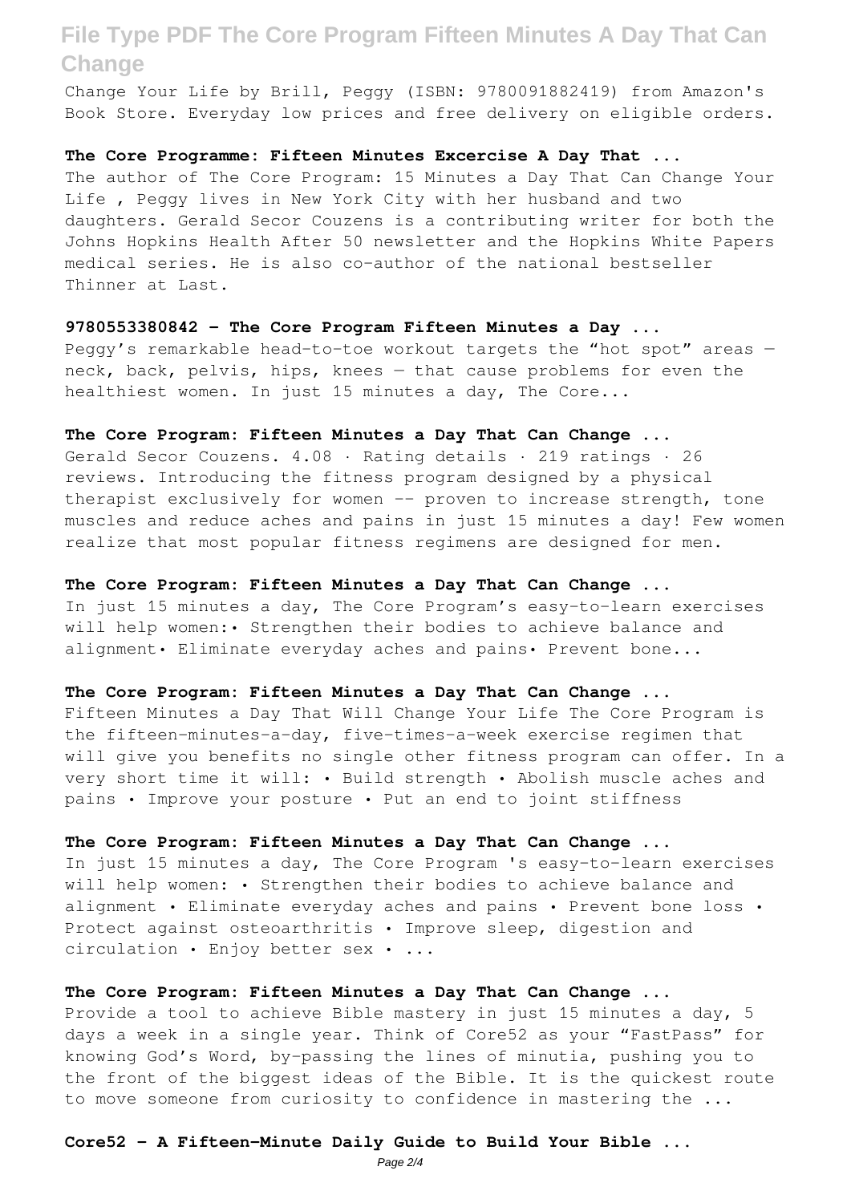Change Your Life by Brill, Peggy (ISBN: 9780091882419) from Amazon's Book Store. Everyday low prices and free delivery on eligible orders.

**The Core Programme: Fifteen Minutes Excercise A Day That ...**

The author of The Core Program: 15 Minutes a Day That Can Change Your Life , Peggy lives in New York City with her husband and two daughters. Gerald Secor Couzens is a contributing writer for both the Johns Hopkins Health After 50 newsletter and the Hopkins White Papers medical series. He is also co-author of the national bestseller Thinner at Last.

**9780553380842 - The Core Program Fifteen Minutes a Day ...**

Peggy's remarkable head-to-toe workout targets the "hot spot" areas — neck, back, pelvis, hips, knees — that cause problems for even the healthiest women. In just 15 minutes a day, The Core...

**The Core Program: Fifteen Minutes a Day That Can Change ...**

Gerald Secor Couzens. 4.08 · Rating details · 219 ratings · 26 reviews. Introducing the fitness program designed by a physical therapist exclusively for women -- proven to increase strength, tone muscles and reduce aches and pains in just 15 minutes a day! Few women realize that most popular fitness regimens are designed for men.

**The Core Program: Fifteen Minutes a Day That Can Change ...**

In just 15 minutes a day, The Core Program's easy-to-learn exercises will help women:• Strengthen their bodies to achieve balance and alignment• Eliminate everyday aches and pains• Prevent bone...

**The Core Program: Fifteen Minutes a Day That Can Change ...**

Fifteen Minutes a Day That Will Change Your Life The Core Program is the fifteen-minutes-a-day, five-times-a-week exercise regimen that will give you benefits no single other fitness program can offer. In a very short time it will: • Build strength • Abolish muscle aches and pains • Improve your posture • Put an end to joint stiffness

**The Core Program: Fifteen Minutes a Day That Can Change ...**

In just 15 minutes a day, The Core Program 's easy-to-learn exercises will help women: • Strengthen their bodies to achieve balance and alignment • Eliminate everyday aches and pains • Prevent bone loss • Protect against osteoarthritis • Improve sleep, digestion and circulation • Enjoy better sex • ...

**The Core Program: Fifteen Minutes a Day That Can Change ...**

Provide a tool to achieve Bible mastery in just 15 minutes a day, 5 days a week in a single year. Think of Core52 as your "FastPass" for knowing God's Word, by-passing the lines of minutia, pushing you to the front of the biggest ideas of the Bible. It is the quickest route to move someone from curiosity to confidence in mastering the ...

**Core52 - A Fifteen-Minute Daily Guide to Build Your Bible ...**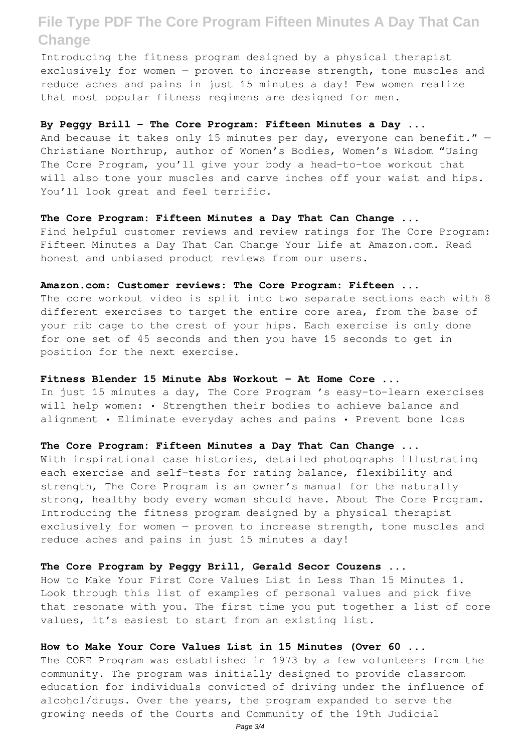Introducing the fitness program designed by a physical therapist exclusively for women — proven to increase strength, tone muscles and reduce aches and pains in just 15 minutes a day! Few women realize that most popular fitness regimens are designed for men.

**By Peggy Brill - The Core Program: Fifteen Minutes a Day ...**

And because it takes only 15 minutes per day, everyone can benefit." — Christiane Northrup, author of Women's Bodies, Women's Wisdom "Using The Core Program, you'll give your body a head-to-toe workout that will also tone your muscles and carve inches off your waist and hips. You'll look great and feel terrific.

**The Core Program: Fifteen Minutes a Day That Can Change ...**

Find helpful customer reviews and review ratings for The Core Program: Fifteen Minutes a Day That Can Change Your Life at Amazon.com. Read honest and unbiased product reviews from our users.

**Amazon.com: Customer reviews: The Core Program: Fifteen ...**

The core workout video is split into two separate sections each with 8 different exercises to target the entire core area, from the base of your rib cage to the crest of your hips. Each exercise is only done for one set of 45 seconds and then you have 15 seconds to get in position for the next exercise.

**Fitness Blender 15 Minute Abs Workout - At Home Core ...**

In just 15 minutes a day, The Core Program 's easy-to-learn exercises will help women: • Strengthen their bodies to achieve balance and alignment • Eliminate everyday aches and pains • Prevent bone loss

**The Core Program: Fifteen Minutes a Day That Can Change ...**

With inspirational case histories, detailed photographs illustrating each exercise and self-tests for rating balance, flexibility and strength, The Core Program is an owner's manual for the naturally strong, healthy body every woman should have. About The Core Program. Introducing the fitness program designed by a physical therapist exclusively for women — proven to increase strength, tone muscles and reduce aches and pains in just 15 minutes a day!

**The Core Program by Peggy Brill, Gerald Secor Couzens ...**

How to Make Your First Core Values List in Less Than 15 Minutes 1. Look through this list of examples of personal values and pick five that resonate with you. The first time you put together a list of core values, it's easiest to start from an existing list.

**How to Make Your Core Values List in 15 Minutes (Over 60 ...**

The CORE Program was established in 1973 by a few volunteers from the community. The program was initially designed to provide classroom education for individuals convicted of driving under the influence of alcohol/drugs. Over the years, the program expanded to serve the growing needs of the Courts and Community of the 19th Judicial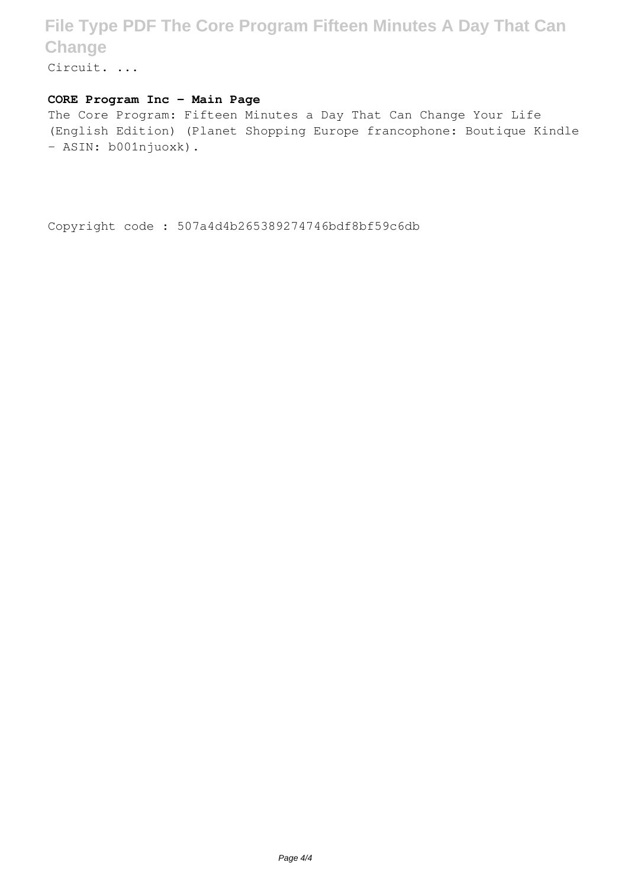Circuit. ...

**CORE Program Inc - Main Page**

The Core Program: Fifteen Minutes a Day That Can Change Your Life (English Edition) (Planet Shopping Europe francophone: Boutique Kindle - ASIN: b001njuoxk).

Copyright code : 507a4d4b265389274746bdf8bf59c6db